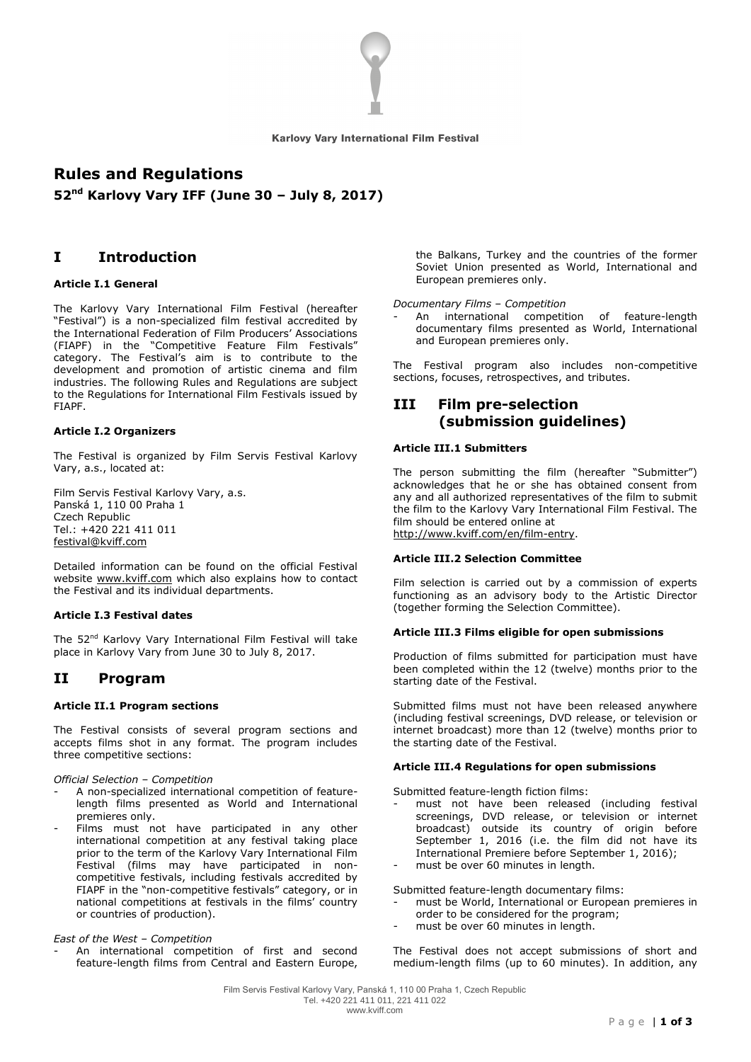Karlovy Vary International Film Festival

# Rules and Regulations

**52nd Karlovy Vary IFF (June 30 – July 8, 2017)**

## I Introduction

### Article I.1 General

The Karlovy Vary International Film Festival (hereafter "Festival") is a non-specialized film festival accredited by the International Federation of Film Producers' Associations (FIAPF) in the "Competitive Feature Film Festivals" category. The Festival's aim is to contribute to the development and promotion of artistic cinema and film industries. The following Rules and Regulations are subject to the Regulations for International Film Festivals issued by FIAPF.

### Article I.2 Organizers

The Festival is organized by Film Servis Festival Karlovy Vary, a.s., located at:

Film Servis Festival Karlovy Vary, a.s.
Panská 1, 110 00 Praha 1
Czech Republic
Tel.: +420 221 411 011
festival@kviff.com

Detailed information can be found on the official Festival website www.kviff.com which also explains how to contact the Festival and its individual departments.

### Article I.3 Festival dates

The 52nd Karlovy Vary International Film Festival will take place in Karlovy Vary from June 30 to July 8, 2017.

## II Program

### Article II.1 Program sections

The Festival consists of several program sections and accepts films shot in any format. The program includes three competitive sections:

*Official Selection – Competition*

- A non-specialized international competition of feature-length films presented as World and International premieres only.
- Films must not have participated in any other international competition at any festival taking place prior to the term of the Karlovy Vary International Film Festival (films may have participated in non-competitive festivals, including festivals accredited by FIAPF in the "non-competitive festivals" category, or in national competitions at festivals in the films' country or countries of production).

*East of the West – Competition*

- An international competition of first and second feature-length films from Central and Eastern Europe, the Balkans, Turkey and the countries of the former Soviet Union presented as World, International and European premieres only.

*Documentary Films – Competition*

- An international competition of feature-length documentary films presented as World, International and European premieres only.

The Festival program also includes non-competitive sections, focuses, retrospectives, and tributes.

## III Film pre-selection (submission guidelines)

### Article III.1 Submitters

The person submitting the film (hereafter "Submitter") acknowledges that he or she has obtained consent from any and all authorized representatives of the film to submit the film to the Karlovy Vary International Film Festival. The film should be entered online at http://www.kviff.com/en/film-entry.

### Article III.2 Selection Committee

Film selection is carried out by a commission of experts functioning as an advisory body to the Artistic Director (together forming the Selection Committee).

### Article III.3 Films eligible for open submissions

Production of films submitted for participation must have been completed within the 12 (twelve) months prior to the starting date of the Festival.

Submitted films must not have been released anywhere (including festival screenings, DVD release, or television or internet broadcast) more than 12 (twelve) months prior to the starting date of the Festival.

### Article III.4 Regulations for open submissions

Submitted feature-length fiction films:

- must not have been released (including festival screenings, DVD release, or television or internet broadcast) outside its country of origin before September 1, 2016 (i.e. the film did not have its International Premiere before September 1, 2016);
- must be over 60 minutes in length.

Submitted feature-length documentary films:

- must be World, International or European premieres in order to be considered for the program;
- must be over 60 minutes in length.

The Festival does not accept submissions of short and medium-length films (up to 60 minutes). In addition, any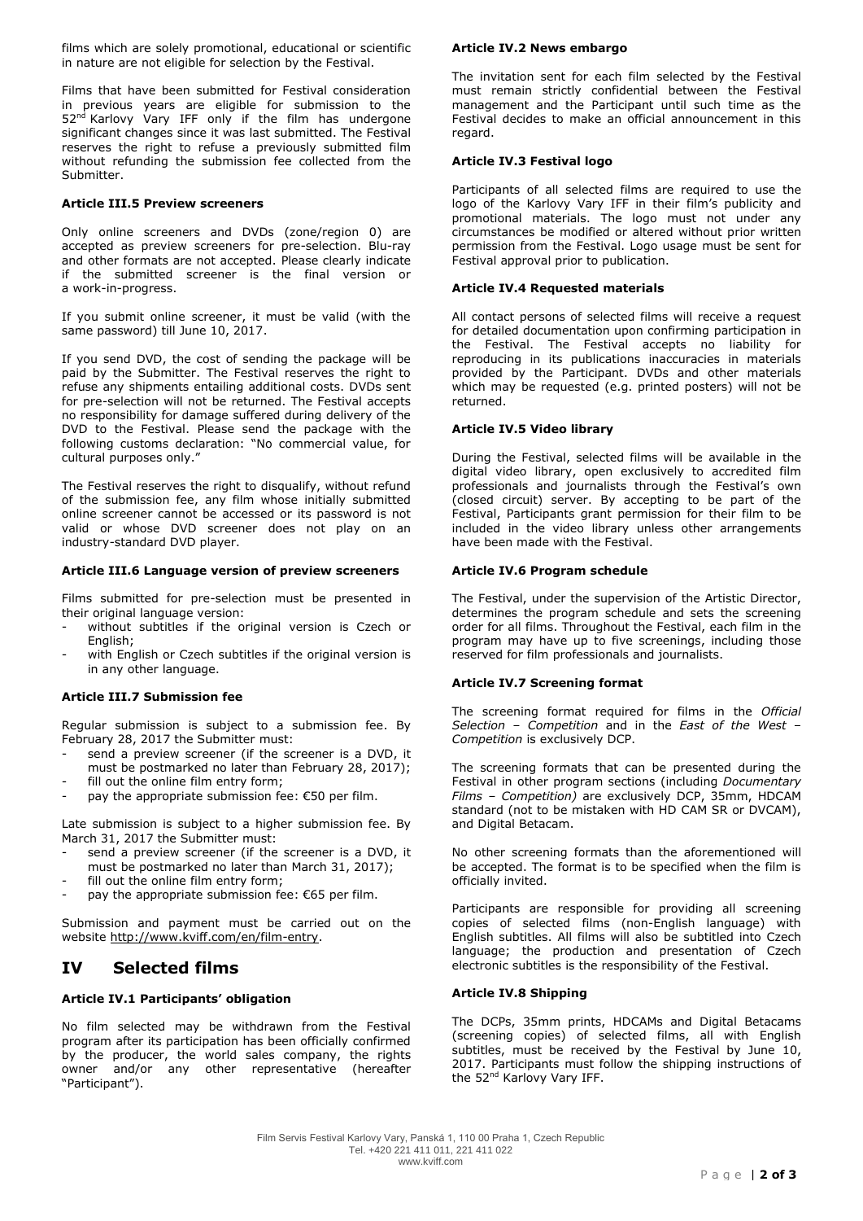films which are solely promotional, educational or scientific in nature are not eligible for selection by the Festival.

Films that have been submitted for Festival consideration in previous years are eligible for submission to the 52nd Karlovy Vary IFF only if the film has undergone significant changes since it was last submitted. The Festival reserves the right to refuse a previously submitted film without refunding the submission fee collected from the Submitter.

#### Article III.5 Preview screeners

Only online screeners and DVDs (zone/region 0) are accepted as preview screeners for pre-selection. Blu-ray and other formats are not accepted. Please clearly indicate if the submitted screener is the final version or a work-in-progress.

If you submit online screener, it must be valid (with the same password) till June 10, 2017.

If you send DVD, the cost of sending the package will be paid by the Submitter. The Festival reserves the right to refuse any shipments entailing additional costs. DVDs sent for pre-selection will not be returned. The Festival accepts no responsibility for damage suffered during delivery of the DVD to the Festival. Please send the package with the following customs declaration: "No commercial value, for cultural purposes only."

The Festival reserves the right to disqualify, without refund of the submission fee, any film whose initially submitted online screener cannot be accessed or its password is not valid or whose DVD screener does not play on an industry-standard DVD player.

#### Article III.6 Language version of preview screeners

Films submitted for pre-selection must be presented in their original language version:

- without subtitles if the original version is Czech or English;
- with English or Czech subtitles if the original version is in any other language.

#### Article III.7 Submission fee

Regular submission is subject to a submission fee. By February 28, 2017 the Submitter must:

- send a preview screener (if the screener is a DVD, it must be postmarked no later than February 28, 2017);
- fill out the online film entry form;
- pay the appropriate submission fee: €50 per film.

Late submission is subject to a higher submission fee. By March 31, 2017 the Submitter must:

- send a preview screener (if the screener is a DVD, it must be postmarked no later than March 31, 2017);
- fill out the online film entry form;
- pay the appropriate submission fee: €65 per film.

Submission and payment must be carried out on the website http://www.kviff.com/en/film-entry.

## IV Selected films

#### Article IV.1 Participants' obligation

No film selected may be withdrawn from the Festival program after its participation has been officially confirmed by the producer, the world sales company, the rights owner and/or any other representative (hereafter "Participant").

#### Article IV.2 News embargo

The invitation sent for each film selected by the Festival must remain strictly confidential between the Festival management and the Participant until such time as the Festival decides to make an official announcement in this regard.

#### Article IV.3 Festival logo

Participants of all selected films are required to use the logo of the Karlovy Vary IFF in their film's publicity and promotional materials. The logo must not under any circumstances be modified or altered without prior written permission from the Festival. Logo usage must be sent for Festival approval prior to publication.

#### Article IV.4 Requested materials

All contact persons of selected films will receive a request for detailed documentation upon confirming participation in the Festival. The Festival accepts no liability for reproducing in its publications inaccuracies in materials provided by the Participant. DVDs and other materials which may be requested (e.g. printed posters) will not be returned.

#### Article IV.5 Video library

During the Festival, selected films will be available in the digital video library, open exclusively to accredited film professionals and journalists through the Festival's own (closed circuit) server. By accepting to be part of the Festival, Participants grant permission for their film to be included in the video library unless other arrangements have been made with the Festival.

#### Article IV.6 Program schedule

The Festival, under the supervision of the Artistic Director, determines the program schedule and sets the screening order for all films. Throughout the Festival, each film in the program may have up to five screenings, including those reserved for film professionals and journalists.

#### Article IV.7 Screening format

The screening format required for films in the *Official Selection – Competition* and in the *East of the West – Competition* is exclusively DCP.

The screening formats that can be presented during the Festival in other program sections (including *Documentary Films – Competition)* are exclusively DCP, 35mm, HDCAM standard (not to be mistaken with HD CAM SR or DVCAM), and Digital Betacam.

No other screening formats than the aforementioned will be accepted. The format is to be specified when the film is officially invited.

Participants are responsible for providing all screening copies of selected films (non-English language) with English subtitles. All films will also be subtitled into Czech language; the production and presentation of Czech electronic subtitles is the responsibility of the Festival.

#### Article IV.8 Shipping

The DCPs, 35mm prints, HDCAMs and Digital Betacams (screening copies) of selected films, all with English subtitles, must be received by the Festival by June 10, 2017. Participants must follow the shipping instructions of the 52nd Karlovy Vary IFF.

Film Servis Festival Karlovy Vary, Panská 1, 110 00 Praha 1, Czech Republic
Tel. +420 221 411 011, 221 411 022
www.kviff.com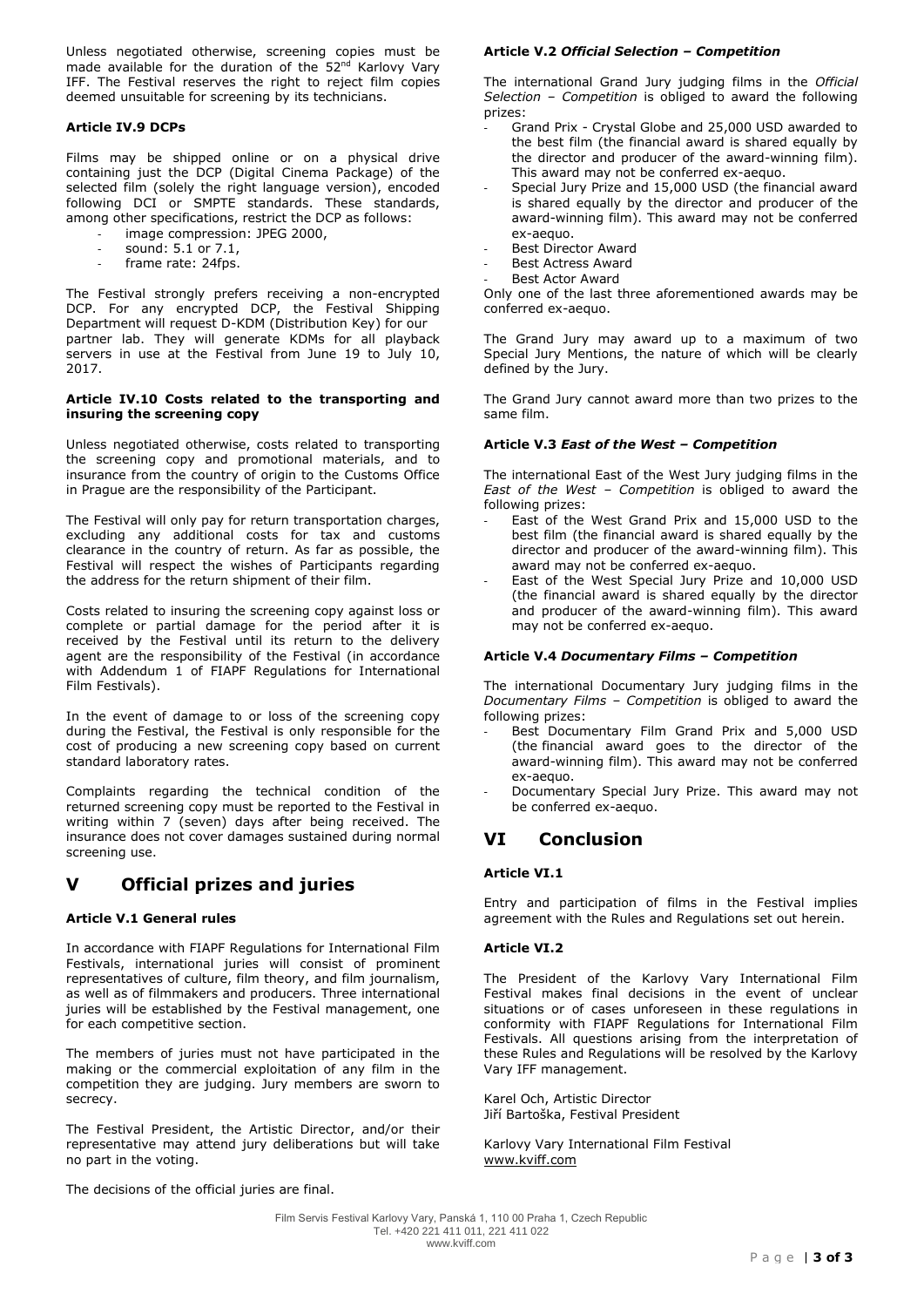Unless negotiated otherwise, screening copies must be made available for the duration of the 52nd Karlovy Vary IFF. The Festival reserves the right to reject film copies deemed unsuitable for screening by its technicians.

#### Article IV.9 DCPs

Films may be shipped online or on a physical drive containing just the DCP (Digital Cinema Package) of the selected film (solely the right language version), encoded following DCI or SMPTE standards. These standards, among other specifications, restrict the DCP as follows:

- image compression: JPEG 2000,
- sound: 5.1 or 7.1,
- frame rate: 24fps.

The Festival strongly prefers receiving a non-encrypted DCP. For any encrypted DCP, the Festival Shipping Department will request D-KDM (Distribution Key) for our partner lab. They will generate KDMs for all playback servers in use at the Festival from June 19 to July 10, 2017.

#### Article IV.10 Costs related to the transporting and insuring the screening copy

Unless negotiated otherwise, costs related to transporting the screening copy and promotional materials, and to insurance from the country of origin to the Customs Office in Prague are the responsibility of the Participant.

The Festival will only pay for return transportation charges, excluding any additional costs for tax and customs clearance in the country of return. As far as possible, the Festival will respect the wishes of Participants regarding the address for the return shipment of their film.

Costs related to insuring the screening copy against loss or complete or partial damage for the period after it is received by the Festival until its return to the delivery agent are the responsibility of the Festival (in accordance with Addendum 1 of FIAPF Regulations for International Film Festivals).

In the event of damage to or loss of the screening copy during the Festival, the Festival is only responsible for the cost of producing a new screening copy based on current standard laboratory rates.

Complaints regarding the technical condition of the returned screening copy must be reported to the Festival in writing within 7 (seven) days after being received. The insurance does not cover damages sustained during normal screening use.

## V Official prizes and juries

#### Article V.1 General rules

In accordance with FIAPF Regulations for International Film Festivals, international juries will consist of prominent representatives of culture, film theory, and film journalism, as well as of filmmakers and producers. Three international juries will be established by the Festival management, one for each competitive section.

The members of juries must not have participated in the making or the commercial exploitation of any film in the competition they are judging. Jury members are sworn to secrecy.

The Festival President, the Artistic Director, and/or their representative may attend jury deliberations but will take no part in the voting.

The decisions of the official juries are final.

#### Article V.2 *Official Selection – Competition*

The international Grand Jury judging films in the *Official Selection – Competition* is obliged to award the following prizes:

- Grand Prix - Crystal Globe and 25,000 USD awarded to the best film (the financial award is shared equally by the director and producer of the award-winning film). This award may not be conferred ex-aequo.
- Special Jury Prize and 15,000 USD (the financial award is shared equally by the director and producer of the award-winning film). This award may not be conferred ex-aequo.
- Best Director Award
- Best Actress Award
- Best Actor Award

Only one of the last three aforementioned awards may be conferred ex-aequo.

The Grand Jury may award up to a maximum of two Special Jury Mentions, the nature of which will be clearly defined by the Jury.

The Grand Jury cannot award more than two prizes to the same film.

#### Article V.3 *East of the West – Competition*

The international East of the West Jury judging films in the *East of the West – Competition* is obliged to award the following prizes:

- East of the West Grand Prix and 15,000 USD to the best film (the financial award is shared equally by the director and producer of the award-winning film). This award may not be conferred ex-aequo.
- East of the West Special Jury Prize and 10,000 USD (the financial award is shared equally by the director and producer of the award-winning film). This award may not be conferred ex-aequo.

#### Article V.4 *Documentary Films – Competition*

The international Documentary Jury judging films in the *Documentary Films – Competition* is obliged to award the following prizes:

- Best Documentary Film Grand Prix and 5,000 USD (the financial award goes to the director of the award-winning film). This award may not be conferred ex-aequo.
- Documentary Special Jury Prize. This award may not be conferred ex-aequo.

## VI Conclusion

#### Article VI.1

Entry and participation of films in the Festival implies agreement with the Rules and Regulations set out herein.

#### Article VI.2

The President of the Karlovy Vary International Film Festival makes final decisions in the event of unclear situations or of cases unforeseen in these regulations in conformity with FIAPF Regulations for International Film Festivals. All questions arising from the interpretation of these Rules and Regulations will be resolved by the Karlovy Vary IFF management.

Karel Och, Artistic Director
Jiří Bartoška, Festival President

Karlovy Vary International Film Festival
www.kviff.com

Film Servis Festival Karlovy Vary, Panská 1, 110 00 Praha 1, Czech Republic
Tel. +420 221 411 011, 221 411 022
www.kviff.com